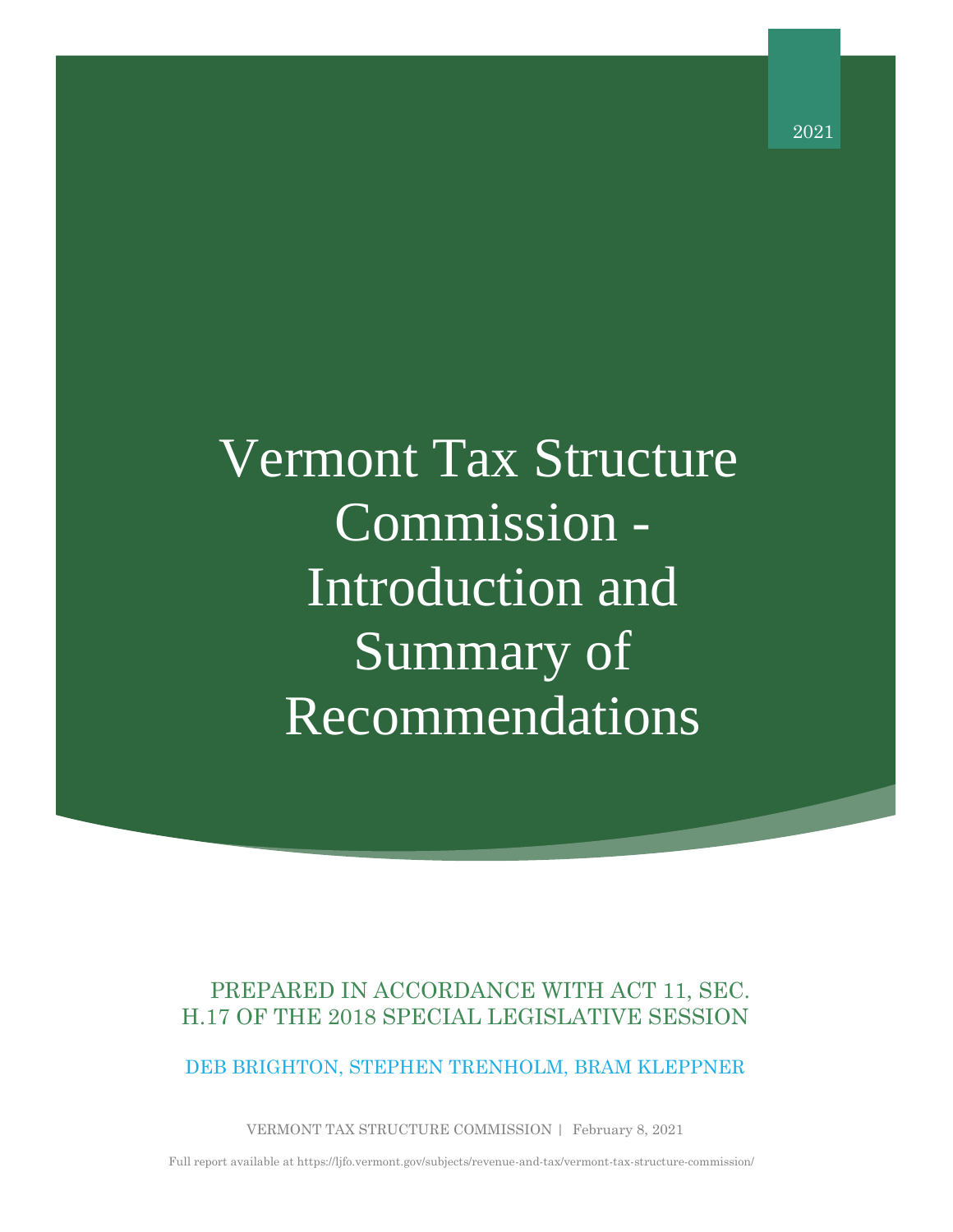2021

# Vermont Tax Structure Commission - Introduction and Summary of Recommendations

PREPARED IN ACCORDANCE WITH ACT 11, SEC. H.17 OF THE 2018 SPECIAL LEGISLATIVE SESSION

DEB BRIGHTON, STEPHEN TRENHOLM, BRAM KLEPPNER

VERMONT TAX STRUCTURE COMMISSION | February 8, 2021

Full report available at https://ljfo.vermont.gov/subjects/revenue-and-tax/vermont-tax-structure-commission/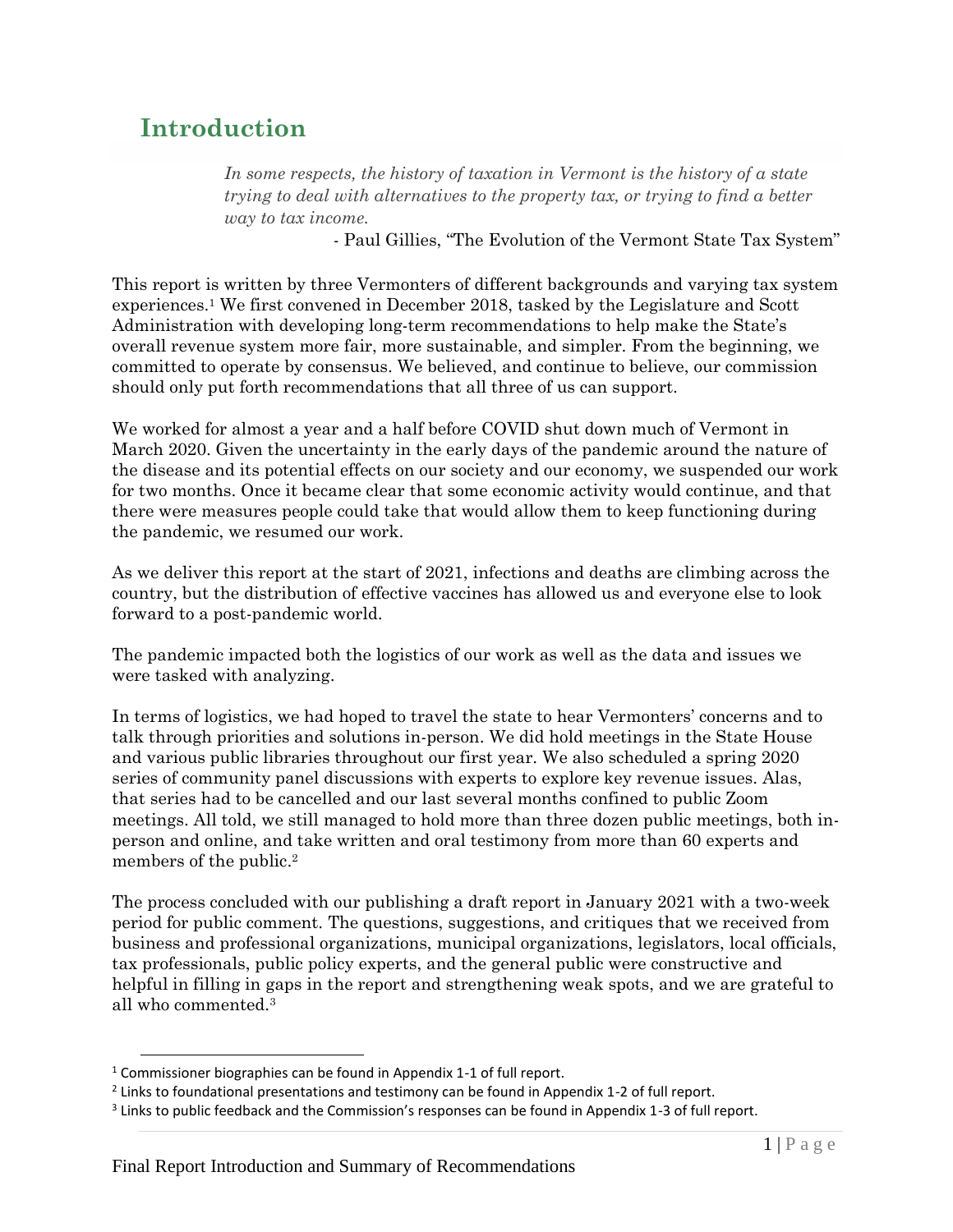# Introduction

> *In some respects, the history of taxation in Vermont is the history of a state trying to deal with alternatives to the property tax, or trying to find a better way to tax income.*
>
> - Paul Gillies, "The Evolution of the Vermont State Tax System"

This report is written by three Vermonters of different backgrounds and varying tax system experiences.[1] We first convened in December 2018, tasked by the Legislature and Scott Administration with developing long-term recommendations to help make the State's overall revenue system more fair, more sustainable, and simpler. From the beginning, we committed to operate by consensus. We believed, and continue to believe, our commission should only put forth recommendations that all three of us can support.

We worked for almost a year and a half before COVID shut down much of Vermont in March 2020. Given the uncertainty in the early days of the pandemic around the nature of the disease and its potential effects on our society and our economy, we suspended our work for two months. Once it became clear that some economic activity would continue, and that there were measures people could take that would allow them to keep functioning during the pandemic, we resumed our work.

As we deliver this report at the start of 2021, infections and deaths are climbing across the country, but the distribution of effective vaccines has allowed us and everyone else to look forward to a post-pandemic world.

The pandemic impacted both the logistics of our work as well as the data and issues we were tasked with analyzing.

In terms of logistics, we had hoped to travel the state to hear Vermonters' concerns and to talk through priorities and solutions in-person. We did hold meetings in the State House and various public libraries throughout our first year. We also scheduled a spring 2020 series of community panel discussions with experts to explore key revenue issues. Alas, that series had to be cancelled and our last several months confined to public Zoom meetings. All told, we still managed to hold more than three dozen public meetings, both in-person and online, and take written and oral testimony from more than 60 experts and members of the public.[2]

The process concluded with our publishing a draft report in January 2021 with a two-week period for public comment. The questions, suggestions, and critiques that we received from business and professional organizations, municipal organizations, legislators, local officials, tax professionals, public policy experts, and the general public were constructive and helpful in filling in gaps in the report and strengthening weak spots, and we are grateful to all who commented.[3]

---

[1] Commissioner biographies can be found in Appendix 1-1 of full report.

[2] Links to foundational presentations and testimony can be found in Appendix 1-2 of full report.

[3] Links to public feedback and the Commission's responses can be found in Appendix 1-3 of full report.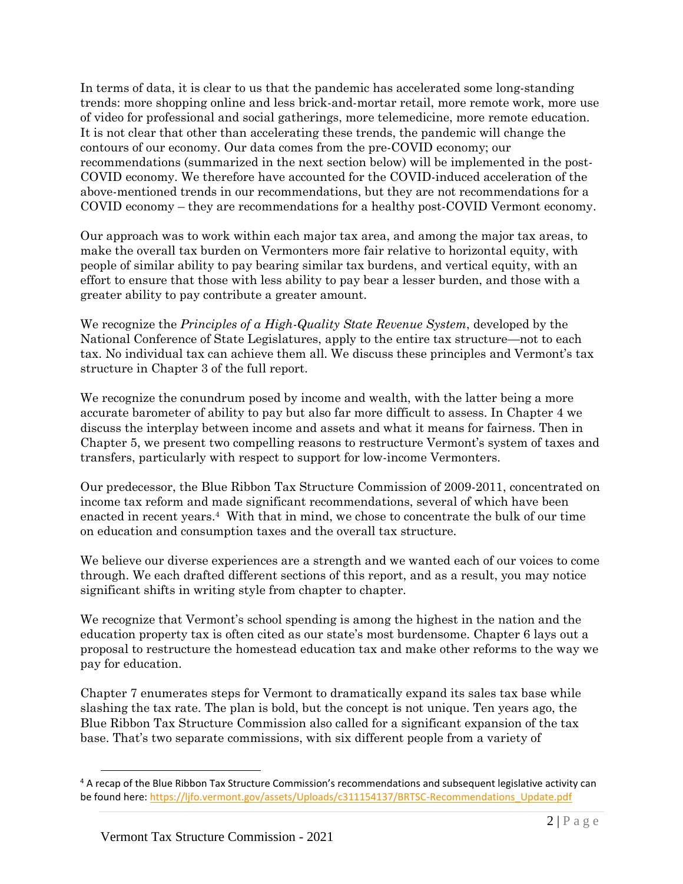In terms of data, it is clear to us that the pandemic has accelerated some long-standing trends: more shopping online and less brick-and-mortar retail, more remote work, more use of video for professional and social gatherings, more telemedicine, more remote education. It is not clear that other than accelerating these trends, the pandemic will change the contours of our economy. Our data comes from the pre-COVID economy; our recommendations (summarized in the next section below) will be implemented in the post-COVID economy. We therefore have accounted for the COVID-induced acceleration of the above-mentioned trends in our recommendations, but they are not recommendations for a COVID economy – they are recommendations for a healthy post-COVID Vermont economy.

Our approach was to work within each major tax area, and among the major tax areas, to make the overall tax burden on Vermonters more fair relative to horizontal equity, with people of similar ability to pay bearing similar tax burdens, and vertical equity, with an effort to ensure that those with less ability to pay bear a lesser burden, and those with a greater ability to pay contribute a greater amount.

We recognize the *Principles of a High-Quality State Revenue System*, developed by the National Conference of State Legislatures, apply to the entire tax structure—not to each tax. No individual tax can achieve them all. We discuss these principles and Vermont's tax structure in Chapter 3 of the full report.

We recognize the conundrum posed by income and wealth, with the latter being a more accurate barometer of ability to pay but also far more difficult to assess. In Chapter 4 we discuss the interplay between income and assets and what it means for fairness. Then in Chapter 5, we present two compelling reasons to restructure Vermont's system of taxes and transfers, particularly with respect to support for low-income Vermonters.

Our predecessor, the Blue Ribbon Tax Structure Commission of 2009-2011, concentrated on income tax reform and made significant recommendations, several of which have been enacted in recent years.[4] With that in mind, we chose to concentrate the bulk of our time on education and consumption taxes and the overall tax structure.

We believe our diverse experiences are a strength and we wanted each of our voices to come through. We each drafted different sections of this report, and as a result, you may notice significant shifts in writing style from chapter to chapter.

We recognize that Vermont's school spending is among the highest in the nation and the education property tax is often cited as our state's most burdensome. Chapter 6 lays out a proposal to restructure the homestead education tax and make other reforms to the way we pay for education.

Chapter 7 enumerates steps for Vermont to dramatically expand its sales tax base while slashing the tax rate. The plan is bold, but the concept is not unique. Ten years ago, the Blue Ribbon Tax Structure Commission also called for a significant expansion of the tax base. That's two separate commissions, with six different people from a variety of

[4] A recap of the Blue Ribbon Tax Structure Commission's recommendations and subsequent legislative activity can be found here: https://ljfo.vermont.gov/assets/Uploads/c311154137/BRTSC-Recommendations_Update.pdf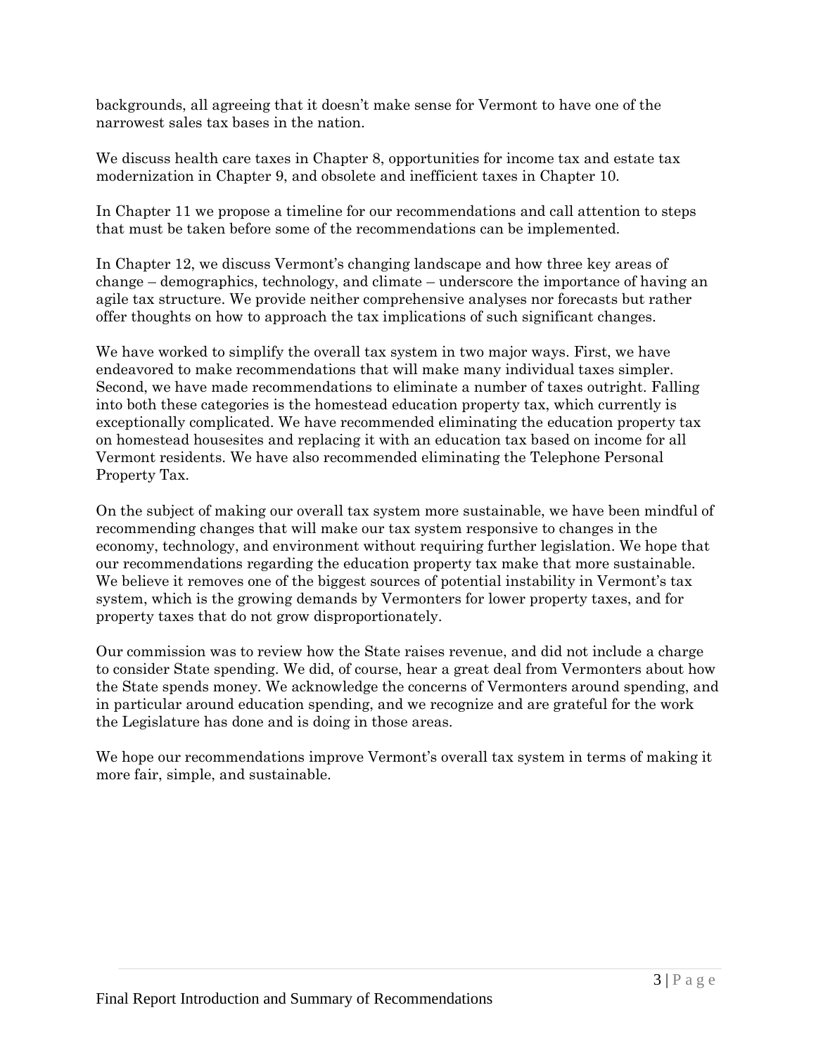backgrounds, all agreeing that it doesn't make sense for Vermont to have one of the narrowest sales tax bases in the nation.

We discuss health care taxes in Chapter 8, opportunities for income tax and estate tax modernization in Chapter 9, and obsolete and inefficient taxes in Chapter 10.

In Chapter 11 we propose a timeline for our recommendations and call attention to steps that must be taken before some of the recommendations can be implemented.

In Chapter 12, we discuss Vermont's changing landscape and how three key areas of change – demographics, technology, and climate – underscore the importance of having an agile tax structure. We provide neither comprehensive analyses nor forecasts but rather offer thoughts on how to approach the tax implications of such significant changes.

We have worked to simplify the overall tax system in two major ways. First, we have endeavored to make recommendations that will make many individual taxes simpler. Second, we have made recommendations to eliminate a number of taxes outright. Falling into both these categories is the homestead education property tax, which currently is exceptionally complicated. We have recommended eliminating the education property tax on homestead housesites and replacing it with an education tax based on income for all Vermont residents. We have also recommended eliminating the Telephone Personal Property Tax.

On the subject of making our overall tax system more sustainable, we have been mindful of recommending changes that will make our tax system responsive to changes in the economy, technology, and environment without requiring further legislation. We hope that our recommendations regarding the education property tax make that more sustainable. We believe it removes one of the biggest sources of potential instability in Vermont's tax system, which is the growing demands by Vermonters for lower property taxes, and for property taxes that do not grow disproportionately.

Our commission was to review how the State raises revenue, and did not include a charge to consider State spending. We did, of course, hear a great deal from Vermonters about how the State spends money. We acknowledge the concerns of Vermonters around spending, and in particular around education spending, and we recognize and are grateful for the work the Legislature has done and is doing in those areas.

We hope our recommendations improve Vermont's overall tax system in terms of making it more fair, simple, and sustainable.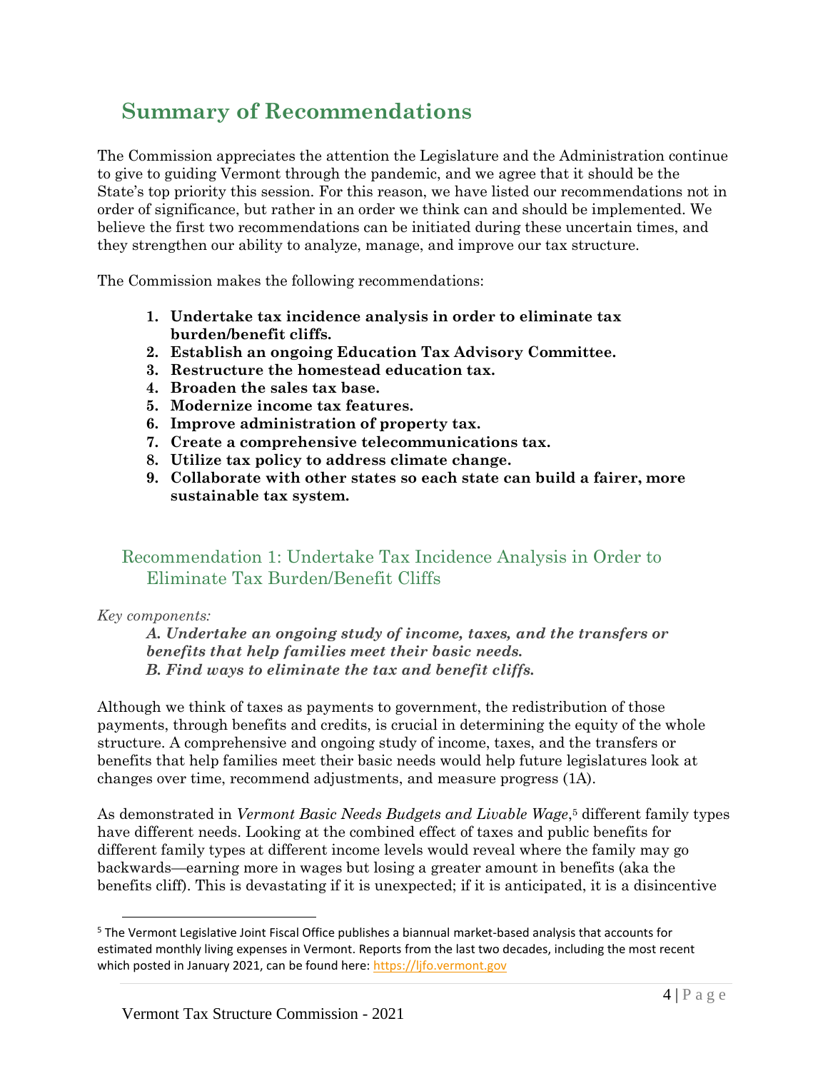# Summary of Recommendations

The Commission appreciates the attention the Legislature and the Administration continue to give to guiding Vermont through the pandemic, and we agree that it should be the State's top priority this session. For this reason, we have listed our recommendations not in order of significance, but rather in an order we think can and should be implemented. We believe the first two recommendations can be initiated during these uncertain times, and they strengthen our ability to analyze, manage, and improve our tax structure.

The Commission makes the following recommendations:

1. **Undertake tax incidence analysis in order to eliminate tax burden/benefit cliffs.**
2. **Establish an ongoing Education Tax Advisory Committee.**
3. **Restructure the homestead education tax.**
4. **Broaden the sales tax base.**
5. **Modernize income tax features.**
6. **Improve administration of property tax.**
7. **Create a comprehensive telecommunications tax.**
8. **Utilize tax policy to address climate change.**
9. **Collaborate with other states so each state can build a fairer, more sustainable tax system.**

## Recommendation 1: Undertake Tax Incidence Analysis in Order to Eliminate Tax Burden/Benefit Cliffs

*Key components:*

> ***A. Undertake an ongoing study of income, taxes, and the transfers or benefits that help families meet their basic needs.***
> ***B. Find ways to eliminate the tax and benefit cliffs.***

Although we think of taxes as payments to government, the redistribution of those payments, through benefits and credits, is crucial in determining the equity of the whole structure. A comprehensive and ongoing study of income, taxes, and the transfers or benefits that help families meet their basic needs would help future legislatures look at changes over time, recommend adjustments, and measure progress (1A).

As demonstrated in *Vermont Basic Needs Budgets and Livable Wage*,[5] different family types have different needs. Looking at the combined effect of taxes and public benefits for different family types at different income levels would reveal where the family may go backwards—earning more in wages but losing a greater amount in benefits (aka the benefits cliff). This is devastating if it is unexpected; if it is anticipated, it is a disincentive

[5] The Vermont Legislative Joint Fiscal Office publishes a biannual market-based analysis that accounts for estimated monthly living expenses in Vermont. Reports from the last two decades, including the most recent which posted in January 2021, can be found here: https://ljfo.vermont.gov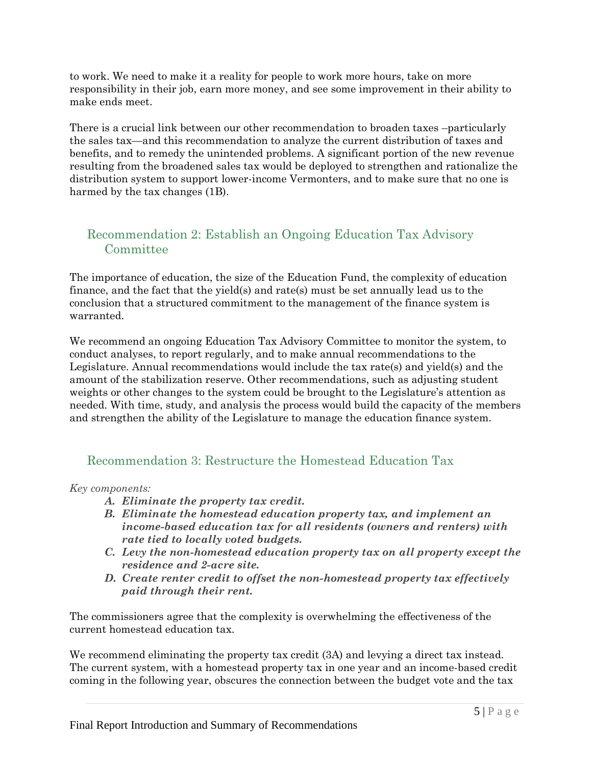to work. We need to make it a reality for people to work more hours, take on more responsibility in their job, earn more money, and see some improvement in their ability to make ends meet.

There is a crucial link between our other recommendation to broaden taxes –particularly the sales tax—and this recommendation to analyze the current distribution of taxes and benefits, and to remedy the unintended problems. A significant portion of the new revenue resulting from the broadened sales tax would be deployed to strengthen and rationalize the distribution system to support lower-income Vermonters, and to make sure that no one is harmed by the tax changes (1B).

## Recommendation 2: Establish an Ongoing Education Tax Advisory Committee

The importance of education, the size of the Education Fund, the complexity of education finance, and the fact that the yield(s) and rate(s) must be set annually lead us to the conclusion that a structured commitment to the management of the finance system is warranted.

We recommend an ongoing Education Tax Advisory Committee to monitor the system, to conduct analyses, to report regularly, and to make annual recommendations to the Legislature. Annual recommendations would include the tax rate(s) and yield(s) and the amount of the stabilization reserve. Other recommendations, such as adjusting student weights or other changes to the system could be brought to the Legislature's attention as needed. With time, study, and analysis the process would build the capacity of the members and strengthen the ability of the Legislature to manage the education finance system.

## Recommendation 3: Restructure the Homestead Education Tax

*Key components:*

- ***A. Eliminate the property tax credit.***
- ***B. Eliminate the homestead education property tax, and implement an income-based education tax for all residents (owners and renters) with rate tied to locally voted budgets.***
- ***C. Levy the non-homestead education property tax on all property except the residence and 2-acre site.***
- ***D. Create renter credit to offset the non-homestead property tax effectively paid through their rent.***

The commissioners agree that the complexity is overwhelming the effectiveness of the current homestead education tax.

We recommend eliminating the property tax credit (3A) and levying a direct tax instead. The current system, with a homestead property tax in one year and an income-based credit coming in the following year, obscures the connection between the budget vote and the tax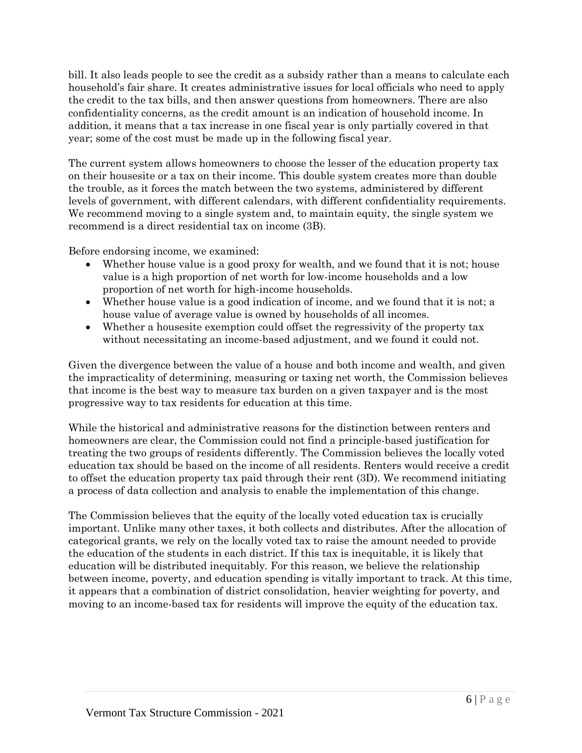bill. It also leads people to see the credit as a subsidy rather than a means to calculate each household's fair share. It creates administrative issues for local officials who need to apply the credit to the tax bills, and then answer questions from homeowners. There are also confidentiality concerns, as the credit amount is an indication of household income. In addition, it means that a tax increase in one fiscal year is only partially covered in that year; some of the cost must be made up in the following fiscal year.

The current system allows homeowners to choose the lesser of the education property tax on their housesite or a tax on their income. This double system creates more than double the trouble, as it forces the match between the two systems, administered by different levels of government, with different calendars, with different confidentiality requirements. We recommend moving to a single system and, to maintain equity, the single system we recommend is a direct residential tax on income (3B).

Before endorsing income, we examined:

- Whether house value is a good proxy for wealth, and we found that it is not; house value is a high proportion of net worth for low-income households and a low proportion of net worth for high-income households.
- Whether house value is a good indication of income, and we found that it is not; a house value of average value is owned by households of all incomes.
- Whether a housesite exemption could offset the regressivity of the property tax without necessitating an income-based adjustment, and we found it could not.

Given the divergence between the value of a house and both income and wealth, and given the impracticality of determining, measuring or taxing net worth, the Commission believes that income is the best way to measure tax burden on a given taxpayer and is the most progressive way to tax residents for education at this time.

While the historical and administrative reasons for the distinction between renters and homeowners are clear, the Commission could not find a principle-based justification for treating the two groups of residents differently. The Commission believes the locally voted education tax should be based on the income of all residents. Renters would receive a credit to offset the education property tax paid through their rent (3D). We recommend initiating a process of data collection and analysis to enable the implementation of this change.

The Commission believes that the equity of the locally voted education tax is crucially important. Unlike many other taxes, it both collects and distributes. After the allocation of categorical grants, we rely on the locally voted tax to raise the amount needed to provide the education of the students in each district. If this tax is inequitable, it is likely that education will be distributed inequitably. For this reason, we believe the relationship between income, poverty, and education spending is vitally important to track. At this time, it appears that a combination of district consolidation, heavier weighting for poverty, and moving to an income-based tax for residents will improve the equity of the education tax.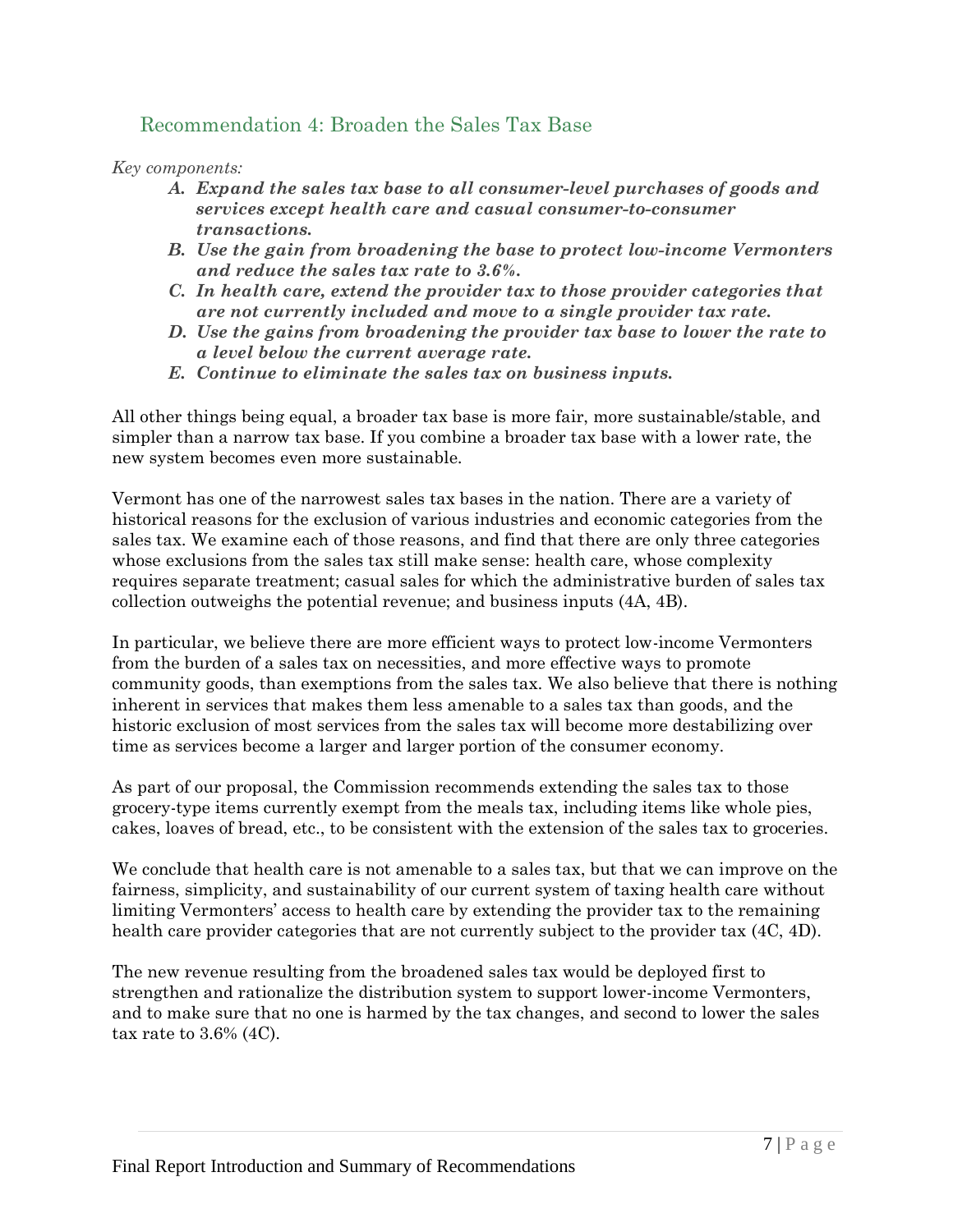## Recommendation 4: Broaden the Sales Tax Base

*Key components:*

- ***A. Expand the sales tax base to all consumer-level purchases of goods and services except health care and casual consumer-to-consumer transactions.***
- ***B. Use the gain from broadening the base to protect low-income Vermonters and reduce the sales tax rate to 3.6%.***
- ***C. In health care, extend the provider tax to those provider categories that are not currently included and move to a single provider tax rate.***
- ***D. Use the gains from broadening the provider tax base to lower the rate to a level below the current average rate.***
- ***E. Continue to eliminate the sales tax on business inputs.***

All other things being equal, a broader tax base is more fair, more sustainable/stable, and simpler than a narrow tax base. If you combine a broader tax base with a lower rate, the new system becomes even more sustainable.

Vermont has one of the narrowest sales tax bases in the nation. There are a variety of historical reasons for the exclusion of various industries and economic categories from the sales tax. We examine each of those reasons, and find that there are only three categories whose exclusions from the sales tax still make sense: health care, whose complexity requires separate treatment; casual sales for which the administrative burden of sales tax collection outweighs the potential revenue; and business inputs (4A, 4B).

In particular, we believe there are more efficient ways to protect low-income Vermonters from the burden of a sales tax on necessities, and more effective ways to promote community goods, than exemptions from the sales tax. We also believe that there is nothing inherent in services that makes them less amenable to a sales tax than goods, and the historic exclusion of most services from the sales tax will become more destabilizing over time as services become a larger and larger portion of the consumer economy.

As part of our proposal, the Commission recommends extending the sales tax to those grocery-type items currently exempt from the meals tax, including items like whole pies, cakes, loaves of bread, etc., to be consistent with the extension of the sales tax to groceries.

We conclude that health care is not amenable to a sales tax, but that we can improve on the fairness, simplicity, and sustainability of our current system of taxing health care without limiting Vermonters' access to health care by extending the provider tax to the remaining health care provider categories that are not currently subject to the provider tax (4C, 4D).

The new revenue resulting from the broadened sales tax would be deployed first to strengthen and rationalize the distribution system to support lower-income Vermonters, and to make sure that no one is harmed by the tax changes, and second to lower the sales tax rate to 3.6% (4C).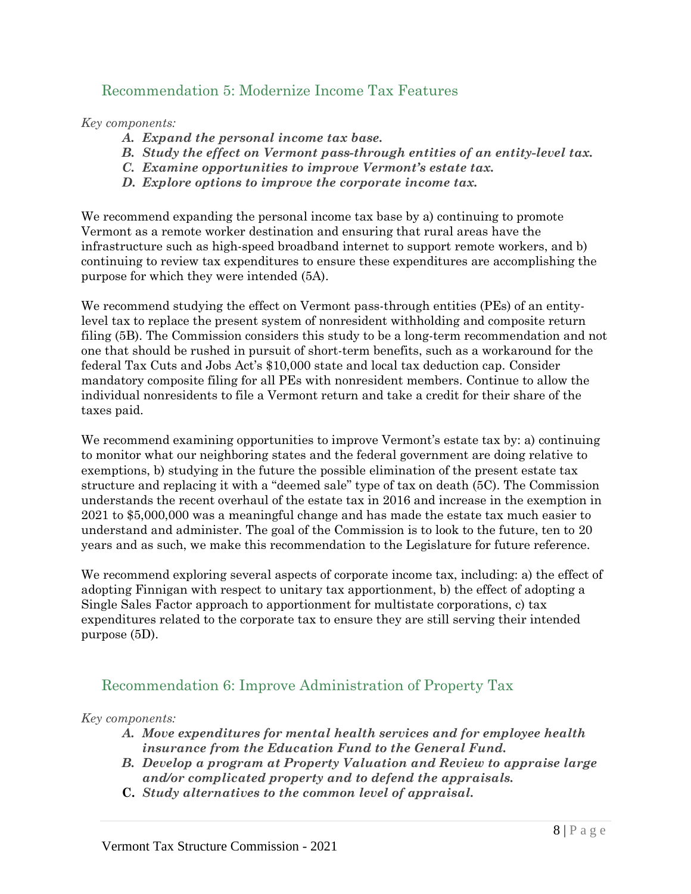## Recommendation 5: Modernize Income Tax Features

*Key components:*

- ***A. Expand the personal income tax base.***
- ***B. Study the effect on Vermont pass-through entities of an entity-level tax.***
- ***C. Examine opportunities to improve Vermont's estate tax.***
- ***D. Explore options to improve the corporate income tax.***

We recommend expanding the personal income tax base by a) continuing to promote Vermont as a remote worker destination and ensuring that rural areas have the infrastructure such as high-speed broadband internet to support remote workers, and b) continuing to review tax expenditures to ensure these expenditures are accomplishing the purpose for which they were intended (5A).

We recommend studying the effect on Vermont pass-through entities (PEs) of an entity-level tax to replace the present system of nonresident withholding and composite return filing (5B). The Commission considers this study to be a long-term recommendation and not one that should be rushed in pursuit of short-term benefits, such as a workaround for the federal Tax Cuts and Jobs Act's $10,000 state and local tax deduction cap. Consider mandatory composite filing for all PEs with nonresident members. Continue to allow the individual nonresidents to file a Vermont return and take a credit for their share of the taxes paid.

We recommend examining opportunities to improve Vermont's estate tax by: a) continuing to monitor what our neighboring states and the federal government are doing relative to exemptions, b) studying in the future the possible elimination of the present estate tax structure and replacing it with a "deemed sale" type of tax on death (5C). The Commission understands the recent overhaul of the estate tax in 2016 and increase in the exemption in 2021 to $5,000,000 was a meaningful change and has made the estate tax much easier to understand and administer. The goal of the Commission is to look to the future, ten to 20 years and as such, we make this recommendation to the Legislature for future reference.

We recommend exploring several aspects of corporate income tax, including: a) the effect of adopting Finnigan with respect to unitary tax apportionment, b) the effect of adopting a Single Sales Factor approach to apportionment for multistate corporations, c) tax expenditures related to the corporate tax to ensure they are still serving their intended purpose (5D).

## Recommendation 6: Improve Administration of Property Tax

*Key components:*

- ***A. Move expenditures for mental health services and for employee health insurance from the Education Fund to the General Fund.***
- ***B. Develop a program at Property Valuation and Review to appraise large and/or complicated property and to defend the appraisals.***
- **C.** ***Study alternatives to the common level of appraisal.***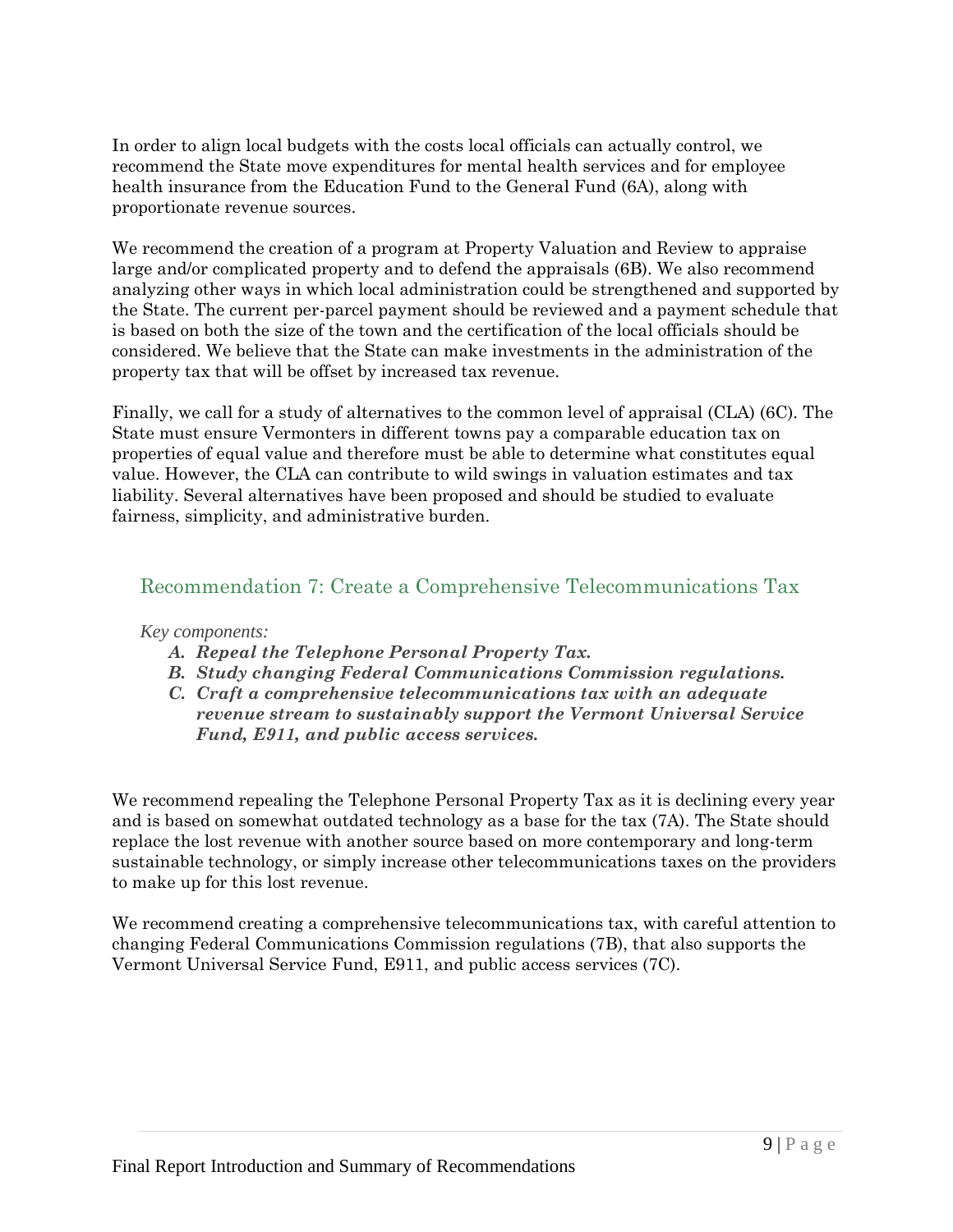In order to align local budgets with the costs local officials can actually control, we recommend the State move expenditures for mental health services and for employee health insurance from the Education Fund to the General Fund (6A), along with proportionate revenue sources.

We recommend the creation of a program at Property Valuation and Review to appraise large and/or complicated property and to defend the appraisals (6B). We also recommend analyzing other ways in which local administration could be strengthened and supported by the State. The current per-parcel payment should be reviewed and a payment schedule that is based on both the size of the town and the certification of the local officials should be considered. We believe that the State can make investments in the administration of the property tax that will be offset by increased tax revenue.

Finally, we call for a study of alternatives to the common level of appraisal (CLA) (6C). The State must ensure Vermonters in different towns pay a comparable education tax on properties of equal value and therefore must be able to determine what constitutes equal value. However, the CLA can contribute to wild swings in valuation estimates and tax liability. Several alternatives have been proposed and should be studied to evaluate fairness, simplicity, and administrative burden.

## Recommendation 7: Create a Comprehensive Telecommunications Tax

*Key components:*

A. ***Repeal the Telephone Personal Property Tax.***
B. ***Study changing Federal Communications Commission regulations.***
C. ***Craft a comprehensive telecommunications tax with an adequate revenue stream to sustainably support the Vermont Universal Service Fund, E911, and public access services.***

We recommend repealing the Telephone Personal Property Tax as it is declining every year and is based on somewhat outdated technology as a base for the tax (7A). The State should replace the lost revenue with another source based on more contemporary and long-term sustainable technology, or simply increase other telecommunications taxes on the providers to make up for this lost revenue.

We recommend creating a comprehensive telecommunications tax, with careful attention to changing Federal Communications Commission regulations (7B), that also supports the Vermont Universal Service Fund, E911, and public access services (7C).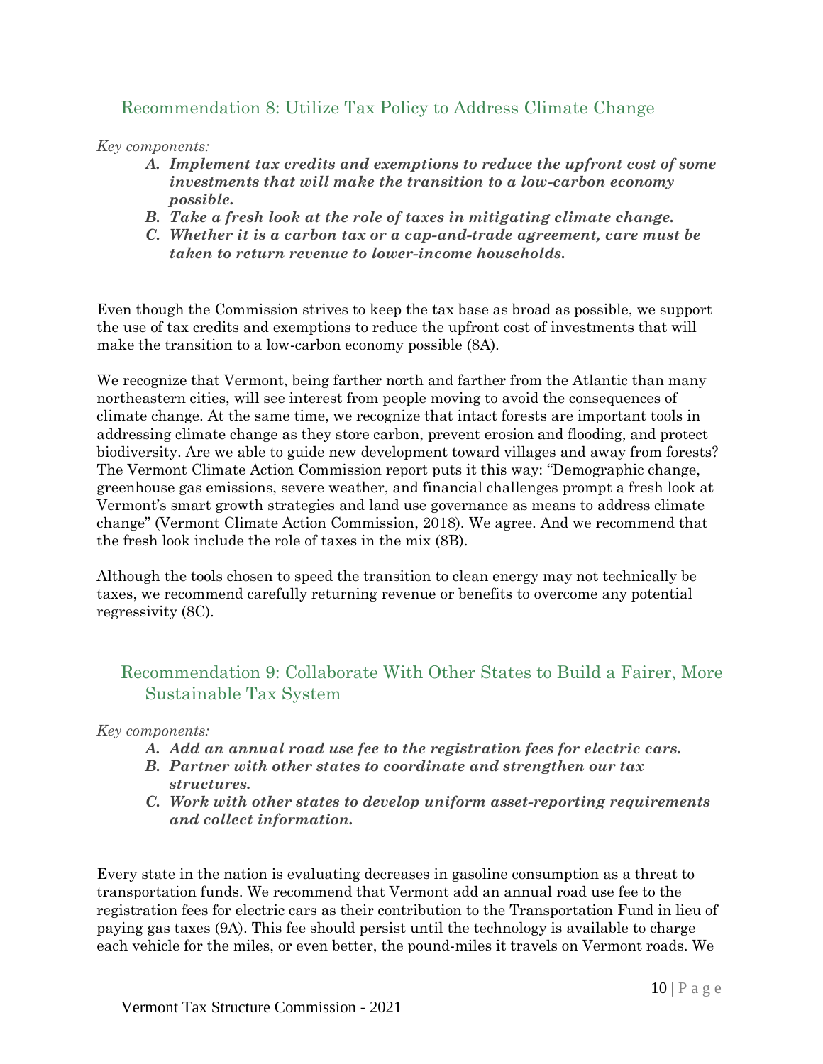## Recommendation 8: Utilize Tax Policy to Address Climate Change

*Key components:*

- ***A. Implement tax credits and exemptions to reduce the upfront cost of some investments that will make the transition to a low-carbon economy possible.***
- ***B. Take a fresh look at the role of taxes in mitigating climate change.***
- ***C. Whether it is a carbon tax or a cap-and-trade agreement, care must be taken to return revenue to lower-income households.***

Even though the Commission strives to keep the tax base as broad as possible, we support the use of tax credits and exemptions to reduce the upfront cost of investments that will make the transition to a low-carbon economy possible (8A).

We recognize that Vermont, being farther north and farther from the Atlantic than many northeastern cities, will see interest from people moving to avoid the consequences of climate change. At the same time, we recognize that intact forests are important tools in addressing climate change as they store carbon, prevent erosion and flooding, and protect biodiversity. Are we able to guide new development toward villages and away from forests? The Vermont Climate Action Commission report puts it this way: "Demographic change, greenhouse gas emissions, severe weather, and financial challenges prompt a fresh look at Vermont's smart growth strategies and land use governance as means to address climate change" (Vermont Climate Action Commission, 2018). We agree. And we recommend that the fresh look include the role of taxes in the mix (8B).

Although the tools chosen to speed the transition to clean energy may not technically be taxes, we recommend carefully returning revenue or benefits to overcome any potential regressivity (8C).

## Recommendation 9: Collaborate With Other States to Build a Fairer, More Sustainable Tax System

*Key components:*

- ***A. Add an annual road use fee to the registration fees for electric cars.***
- ***B. Partner with other states to coordinate and strengthen our tax structures.***
- ***C. Work with other states to develop uniform asset-reporting requirements and collect information.***

Every state in the nation is evaluating decreases in gasoline consumption as a threat to transportation funds. We recommend that Vermont add an annual road use fee to the registration fees for electric cars as their contribution to the Transportation Fund in lieu of paying gas taxes (9A). This fee should persist until the technology is available to charge each vehicle for the miles, or even better, the pound-miles it travels on Vermont roads. We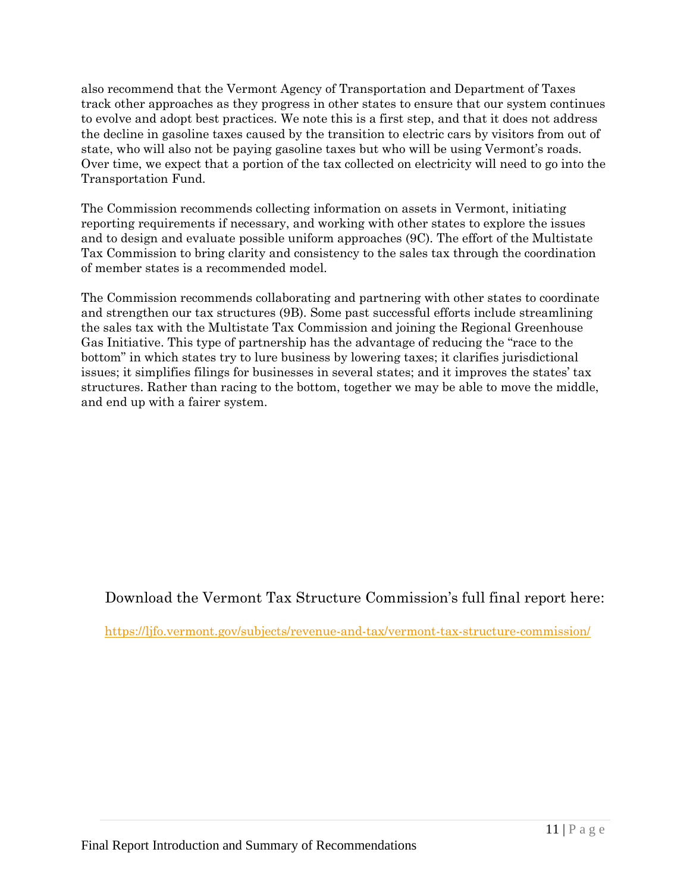also recommend that the Vermont Agency of Transportation and Department of Taxes track other approaches as they progress in other states to ensure that our system continues to evolve and adopt best practices. We note this is a first step, and that it does not address the decline in gasoline taxes caused by the transition to electric cars by visitors from out of state, who will also not be paying gasoline taxes but who will be using Vermont's roads. Over time, we expect that a portion of the tax collected on electricity will need to go into the Transportation Fund.

The Commission recommends collecting information on assets in Vermont, initiating reporting requirements if necessary, and working with other states to explore the issues and to design and evaluate possible uniform approaches (9C). The effort of the Multistate Tax Commission to bring clarity and consistency to the sales tax through the coordination of member states is a recommended model.

The Commission recommends collaborating and partnering with other states to coordinate and strengthen our tax structures (9B). Some past successful efforts include streamlining the sales tax with the Multistate Tax Commission and joining the Regional Greenhouse Gas Initiative. This type of partnership has the advantage of reducing the "race to the bottom" in which states try to lure business by lowering taxes; it clarifies jurisdictional issues; it simplifies filings for businesses in several states; and it improves the states' tax structures. Rather than racing to the bottom, together we may be able to move the middle, and end up with a fairer system.

Download the Vermont Tax Structure Commission's full final report here:

https://ljfo.vermont.gov/subjects/revenue-and-tax/vermont-tax-structure-commission/